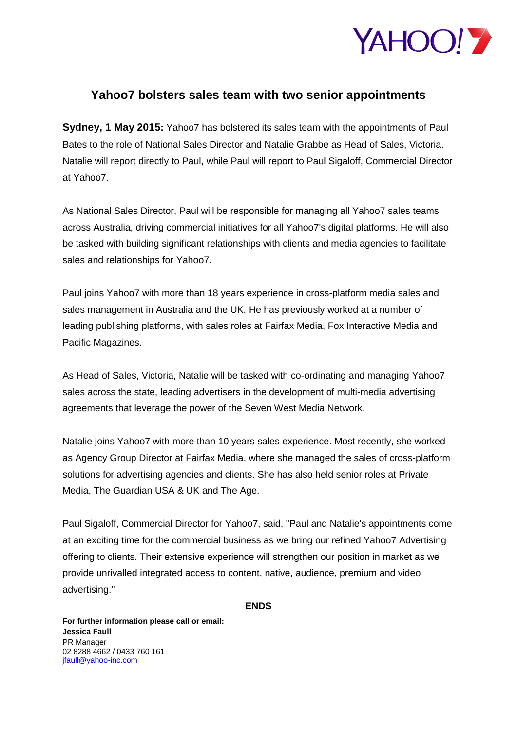# Yahoo7 bolsters sales team with two senior appointments

**Sydney, 1 May 2015:** Yahoo7 has bolstered its sales team with the appointments of Paul Bates to the role of National Sales Director and Natalie Grabbe as Head of Sales, Victoria. Natalie will report directly to Paul, while Paul will report to Paul Sigaloff, Commercial Director at Yahoo7.

As National Sales Director, Paul will be responsible for managing all Yahoo7 sales teams across Australia, driving commercial initiatives for all Yahoo7's digital platforms. He will also be tasked with building significant relationships with clients and media agencies to facilitate sales and relationships for Yahoo7.

Paul joins Yahoo7 with more than 18 years experience in cross-platform media sales and sales management in Australia and the UK. He has previously worked at a number of leading publishing platforms, with sales roles at Fairfax Media, Fox Interactive Media and Pacific Magazines.

As Head of Sales, Victoria, Natalie will be tasked with co-ordinating and managing Yahoo7 sales across the state, leading advertisers in the development of multi-media advertising agreements that leverage the power of the Seven West Media Network.

Natalie joins Yahoo7 with more than 10 years sales experience. Most recently, she worked as Agency Group Director at Fairfax Media, where she managed the sales of cross-platform solutions for advertising agencies and clients. She has also held senior roles at Private Media, The Guardian USA & UK and The Age.

Paul Sigaloff, Commercial Director for Yahoo7, said, "Paul and Natalie's appointments come at an exciting time for the commercial business as we bring our refined Yahoo7 Advertising offering to clients. Their extensive experience will strengthen our position in market as we provide unrivalled integrated access to content, native, audience, premium and video advertising."

**ENDS**

**For further information please call or email:**
**Jessica Faull**
PR Manager
02 8288 4662 / 0433 760 161
jfaull@yahoo-inc.com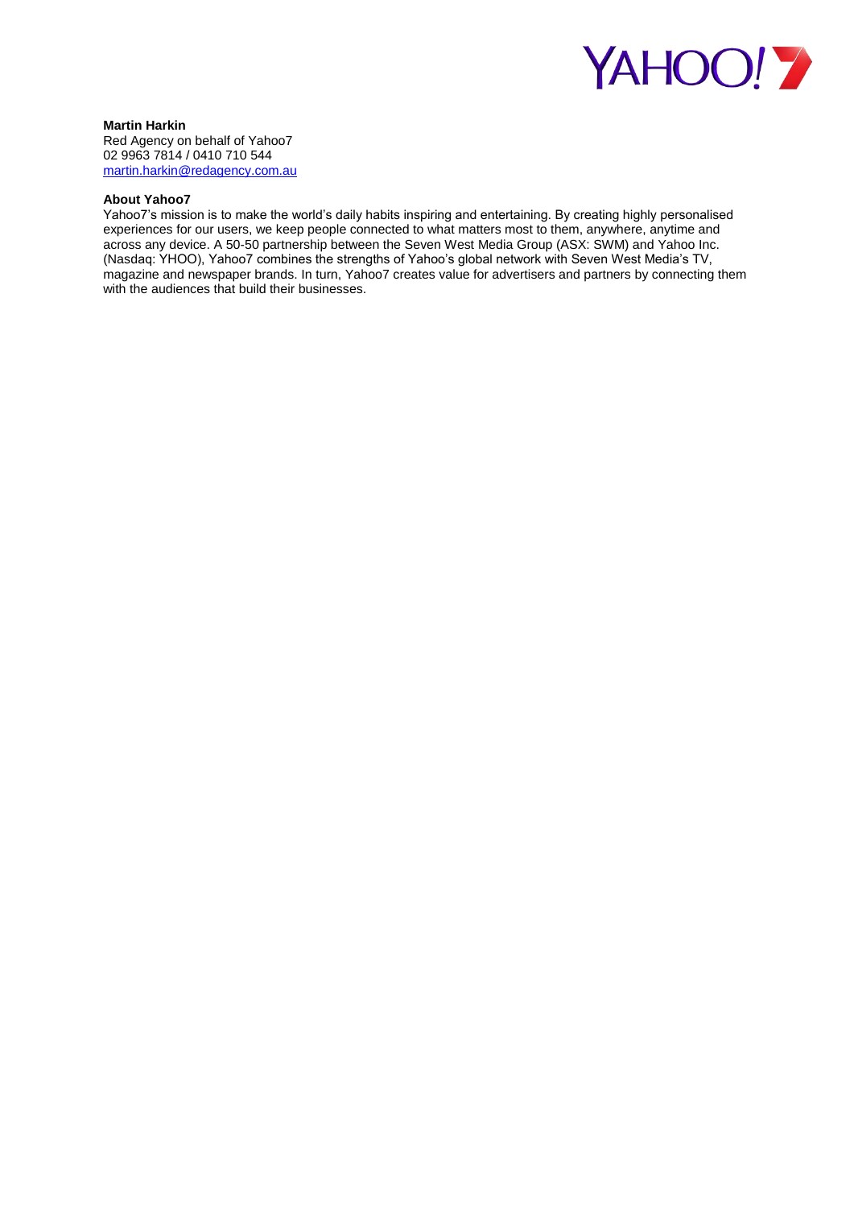**Martin Harkin**
Red Agency on behalf of Yahoo7
02 9963 7814 / 0410 710 544
martin.harkin@redagency.com.au

**About Yahoo7**

Yahoo7's mission is to make the world's daily habits inspiring and entertaining. By creating highly personalised experiences for our users, we keep people connected to what matters most to them, anywhere, anytime and across any device. A 50-50 partnership between the Seven West Media Group (ASX: SWM) and Yahoo Inc. (Nasdaq: YHOO), Yahoo7 combines the strengths of Yahoo's global network with Seven West Media's TV, magazine and newspaper brands. In turn, Yahoo7 creates value for advertisers and partners by connecting them with the audiences that build their businesses.